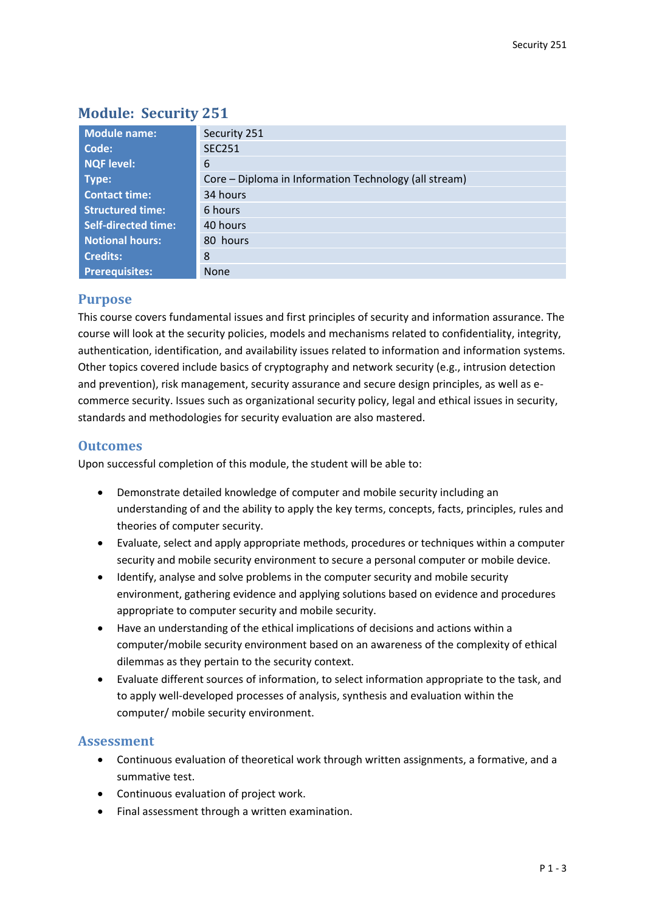## Module: Security 251

| Module name: | Security 251 |
|---|---|
| Code: | SEC251 |
| NQF level: | 6 |
| Type: | Core – Diploma in Information Technology (all stream) |
| Contact time: | 34 hours |
| Structured time: | 6 hours |
| Self-directed time: | 40 hours |
| Notional hours: | 80 hours |
| Credits: | 8 |
| Prerequisites: | None |

### Purpose

This course covers fundamental issues and first principles of security and information assurance. The course will look at the security policies, models and mechanisms related to confidentiality, integrity, authentication, identification, and availability issues related to information and information systems. Other topics covered include basics of cryptography and network security (e.g., intrusion detection and prevention), risk management, security assurance and secure design principles, as well as e-commerce security. Issues such as organizational security policy, legal and ethical issues in security, standards and methodologies for security evaluation are also mastered.

### Outcomes

Upon successful completion of this module, the student will be able to:

- Demonstrate detailed knowledge of computer and mobile security including an understanding of and the ability to apply the key terms, concepts, facts, principles, rules and theories of computer security.
- Evaluate, select and apply appropriate methods, procedures or techniques within a computer security and mobile security environment to secure a personal computer or mobile device.
- Identify, analyse and solve problems in the computer security and mobile security environment, gathering evidence and applying solutions based on evidence and procedures appropriate to computer security and mobile security.
- Have an understanding of the ethical implications of decisions and actions within a computer/mobile security environment based on an awareness of the complexity of ethical dilemmas as they pertain to the security context.
- Evaluate different sources of information, to select information appropriate to the task, and to apply well-developed processes of analysis, synthesis and evaluation within the computer/ mobile security environment.

### Assessment

- Continuous evaluation of theoretical work through written assignments, a formative, and a summative test.
- Continuous evaluation of project work.
- Final assessment through a written examination.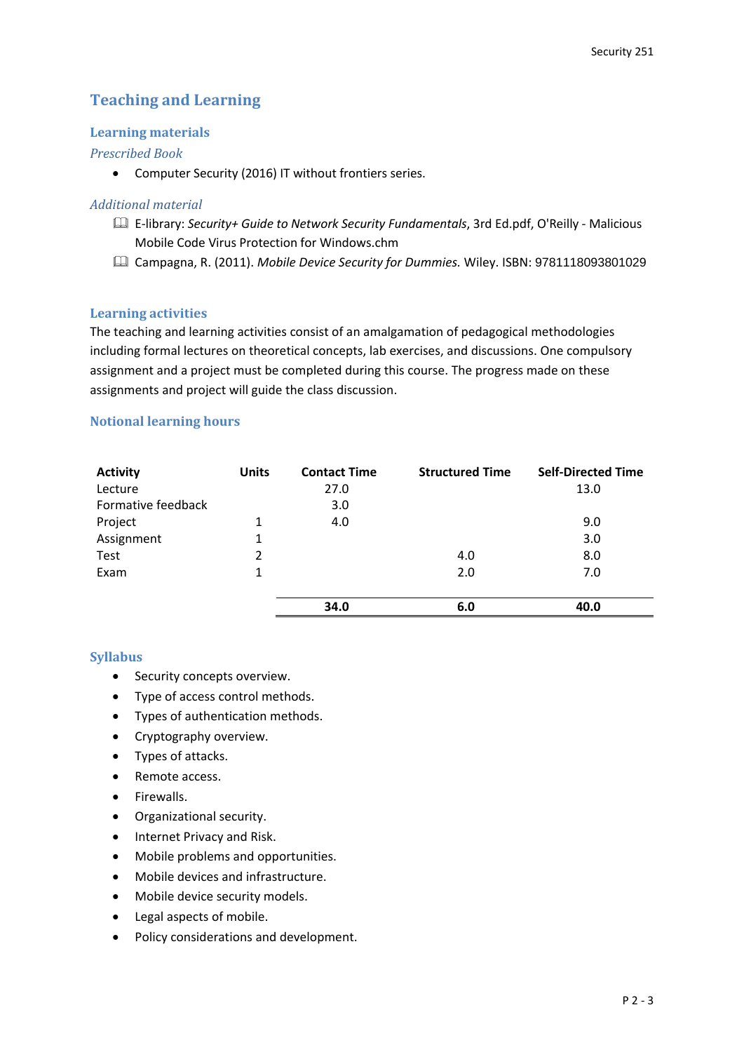## Teaching and Learning

### Learning materials

#### *Prescribed Book*

- Computer Security (2016) IT without frontiers series.

#### *Additional material*

- 🕮 E-library: *Security+ Guide to Network Security Fundamentals*, 3rd Ed.pdf, O'Reilly - Malicious Mobile Code Virus Protection for Windows.chm
- 🕮 Campagna, R. (2011). *Mobile Device Security for Dummies.* Wiley. ISBN: 9781118093801029

### Learning activities

The teaching and learning activities consist of an amalgamation of pedagogical methodologies including formal lectures on theoretical concepts, lab exercises, and discussions. One compulsory assignment and a project must be completed during this course. The progress made on these assignments and project will guide the class discussion.

### Notional learning hours

| Activity | Units | Contact Time | Structured Time | Self-Directed Time |
|---|---|---|---|---|
| Lecture | | 27.0 | | 13.0 |
| Formative feedback | | 3.0 | | |
| Project | 1 | 4.0 | | 9.0 |
| Assignment | 1 | | | 3.0 |
| Test | 2 | | 4.0 | 8.0 |
| Exam | 1 | | 2.0 | 7.0 |
| | | **34.0** | **6.0** | **40.0** |

### Syllabus

- Security concepts overview.
- Type of access control methods.
- Types of authentication methods.
- Cryptography overview.
- Types of attacks.
- Remote access.
- Firewalls.
- Organizational security.
- Internet Privacy and Risk.
- Mobile problems and opportunities.
- Mobile devices and infrastructure.
- Mobile device security models.
- Legal aspects of mobile.
- Policy considerations and development.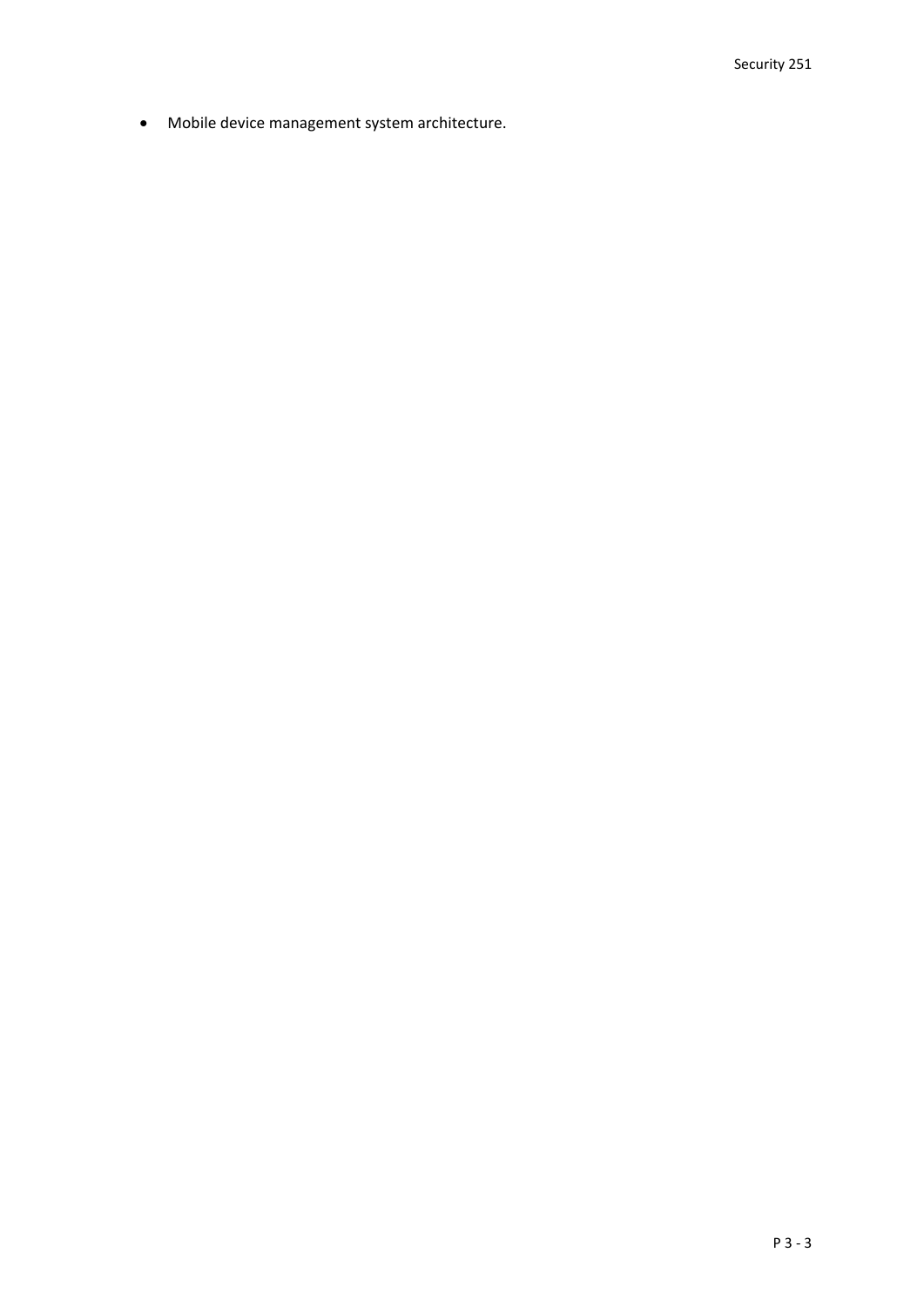- Mobile device management system architecture.